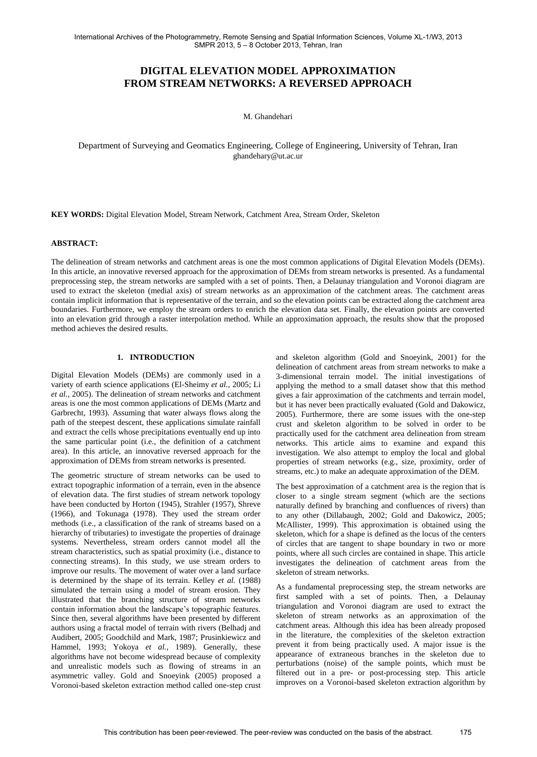# DIGITAL ELEVATION MODEL APPROXIMATION FROM STREAM NETWORKS: A REVERSED APPROACH

M. Ghandehari

Department of Surveying and Geomatics Engineering, College of Engineering, University of Tehran, Iran
ghandehary@ut.ac.ur

**KEY WORDS:** Digital Elevation Model, Stream Network, Catchment Area, Stream Order, Skeleton

## ABSTRACT:

The delineation of stream networks and catchment areas is one the most common applications of Digital Elevation Models (DEMs). In this article, an innovative reversed approach for the approximation of DEMs from stream networks is presented. As a fundamental preprocessing step, the stream networks are sampled with a set of points. Then, a Delaunay triangulation and Voronoi diagram are used to extract the skeleton (medial axis) of stream networks as an approximation of the catchment areas. The catchment areas contain implicit information that is representative of the terrain, and so the elevation points can be extracted along the catchment area boundaries. Furthermore, we employ the stream orders to enrich the elevation data set. Finally, the elevation points are converted into an elevation grid through a raster interpolation method. While an approximation approach, the results show that the proposed method achieves the desired results.

## 1. INTRODUCTION

Digital Elevation Models (DEMs) are commonly used in a variety of earth science applications (El-Sheimy *et al.*, 2005; Li *et al.*, 2005). The delineation of stream networks and catchment areas is one the most common applications of DEMs (Martz and Garbrecht, 1993). Assuming that water always flows along the path of the steepest descent, these applications simulate rainfall and extract the cells whose precipitations eventually end up into the same particular point (i.e., the definition of a catchment area). In this article, an innovative reversed approach for the approximation of DEMs from stream networks is presented.

The geometric structure of stream networks can be used to extract topographic information of a terrain, even in the absence of elevation data. The first studies of stream network topology have been conducted by Horton (1945), Strahler (1957), Shreve (1966), and Tokunaga (1978). They used the stream order methods (i.e., a classification of the rank of streams based on a hierarchy of tributaries) to investigate the properties of drainage systems. Nevertheless, stream orders cannot model all the stream characteristics, such as spatial proximity (i.e., distance to connecting streams). In this study, we use stream orders to improve our results. The movement of water over a land surface is determined by the shape of its terrain. Kelley *et al.* (1988) simulated the terrain using a model of stream erosion. They illustrated that the branching structure of stream networks contain information about the landscape's topographic features. Since then, several algorithms have been presented by different authors using a fractal model of terrain with rivers (Belhadj and Audibert, 2005; Goodchild and Mark, 1987; Prusinkiewicz and Hammel, 1993; Yokoya *et al.*, 1989). Generally, these algorithms have not become widespread because of complexity and unrealistic models such as flowing of streams in an asymmetric valley. Gold and Snoeyink (2005) proposed a Voronoi-based skeleton extraction method called one-step crust and skeleton algorithm (Gold and Snoeyink, 2001) for the delineation of catchment areas from stream networks to make a 3-dimensional terrain model. The initial investigations of applying the method to a small dataset show that this method gives a fair approximation of the catchments and terrain model, but it has never been practically evaluated (Gold and Dakowicz, 2005). Furthermore, there are some issues with the one-step crust and skeleton algorithm to be solved in order to be practically used for the catchment area delineation from stream networks. This article aims to examine and expand this investigation. We also attempt to employ the local and global properties of stream networks (e.g., size, proximity, order of streams, etc.) to make an adequate approximation of the DEM.

The best approximation of a catchment area is the region that is closer to a single stream segment (which are the sections naturally defined by branching and confluences of rivers) than to any other (Dillabaugh, 2002; Gold and Dakowicz, 2005; McAllister, 1999). This approximation is obtained using the skeleton, which for a shape is defined as the locus of the centers of circles that are tangent to shape boundary in two or more points, where all such circles are contained in shape. This article investigates the delineation of catchment areas from the skeleton of stream networks.

As a fundamental preprocessing step, the stream networks are first sampled with a set of points. Then, a Delaunay triangulation and Voronoi diagram are used to extract the skeleton of stream networks as an approximation of the catchment areas. Although this idea has been already proposed in the literature, the complexities of the skeleton extraction prevent it from being practically used. A major issue is the appearance of extraneous branches in the skeleton due to perturbations (noise) of the sample points, which must be filtered out in a pre- or post-processing step. This article improves on a Voronoi-based skeleton extraction algorithm by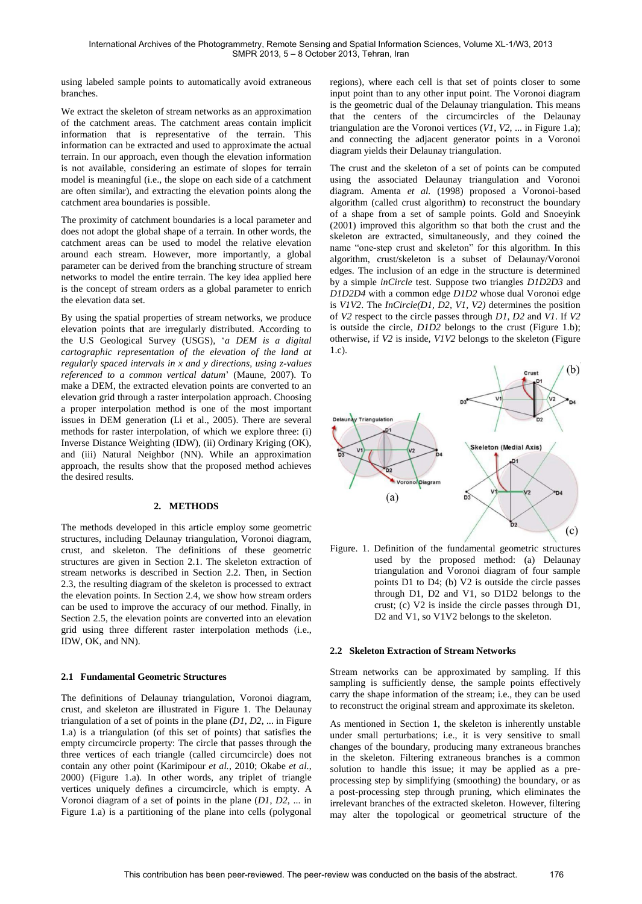using labeled sample points to automatically avoid extraneous branches.

We extract the skeleton of stream networks as an approximation of the catchment areas. The catchment areas contain implicit information that is representative of the terrain. This information can be extracted and used to approximate the actual terrain. In our approach, even though the elevation information is not available, considering an estimate of slopes for terrain model is meaningful (i.e., the slope on each side of a catchment are often similar), and extracting the elevation points along the catchment area boundaries is possible.

The proximity of catchment boundaries is a local parameter and does not adopt the global shape of a terrain. In other words, the catchment areas can be used to model the relative elevation around each stream. However, more importantly, a global parameter can be derived from the branching structure of stream networks to model the entire terrain. The key idea applied here is the concept of stream orders as a global parameter to enrich the elevation data set.

By using the spatial properties of stream networks, we produce elevation points that are irregularly distributed. According to the U.S Geological Survey (USGS), '*a DEM is a digital cartographic representation of the elevation of the land at regularly spaced intervals in x and y directions, using z-values referenced to a common vertical datum*' (Maune, 2007). To make a DEM, the extracted elevation points are converted to an elevation grid through a raster interpolation approach. Choosing a proper interpolation method is one of the most important issues in DEM generation (Li et al., 2005). There are several methods for raster interpolation, of which we explore three: (i) Inverse Distance Weighting (IDW), (ii) Ordinary Kriging (OK), and (iii) Natural Neighbor (NN). While an approximation approach, the results show that the proposed method achieves the desired results.

## 2. METHODS

The methods developed in this article employ some geometric structures, including Delaunay triangulation, Voronoi diagram, crust, and skeleton. The definitions of these geometric structures are given in Section 2.1. The skeleton extraction of stream networks is described in Section 2.2. Then, in Section 2.3, the resulting diagram of the skeleton is processed to extract the elevation points. In Section 2.4, we show how stream orders can be used to improve the accuracy of our method. Finally, in Section 2.5, the elevation points are converted into an elevation grid using three different raster interpolation methods (i.e., IDW, OK, and NN).

### 2.1 Fundamental Geometric Structures

The definitions of Delaunay triangulation, Voronoi diagram, crust, and skeleton are illustrated in Figure 1. The Delaunay triangulation of a set of points in the plane (*D1*, *D2*, ... in Figure 1.a) is a triangulation (of this set of points) that satisfies the empty circumcircle property: The circle that passes through the three vertices of each triangle (called circumcircle) does not contain any other point (Karimipour *et al.*, 2010; Okabe *et al.*, 2000) (Figure 1.a). In other words, any triplet of triangle vertices uniquely defines a circumcircle, which is empty. A Voronoi diagram of a set of points in the plane (*D1*, *D2*, ... in Figure 1.a) is a partitioning of the plane into cells (polygonal regions), where each cell is that set of points closer to some input point than to any other input point. The Voronoi diagram is the geometric dual of the Delaunay triangulation. This means that the centers of the circumcircles of the Delaunay triangulation are the Voronoi vertices (*V1*, *V2*, ... in Figure 1.a); and connecting the adjacent generator points in a Voronoi diagram yields their Delaunay triangulation.

The crust and the skeleton of a set of points can be computed using the associated Delaunay triangulation and Voronoi diagram. Amenta *et al.* (1998) proposed a Voronoi-based algorithm (called crust algorithm) to reconstruct the boundary of a shape from a set of sample points. Gold and Snoeyink (2001) improved this algorithm so that both the crust and the skeleton are extracted, simultaneously, and they coined the name "one-step crust and skeleton" for this algorithm. In this algorithm, crust/skeleton is a subset of Delaunay/Voronoi edges. The inclusion of an edge in the structure is determined by a simple *inCircle* test. Suppose two triangles *D1D2D3* and *D1D2D4* with a common edge *D1D2* whose dual Voronoi edge is *V1V2*. The *InCircle(D1, D2, V1, V2)* determines the position of *V2* respect to the circle passes through *D1*, *D2* and *V1*. If *V2* is outside the circle, *D1D2* belongs to the crust (Figure 1.b); otherwise, if *V2* is inside, *V1V2* belongs to the skeleton (Figure 1.c).

Figure. 1. Definition of the fundamental geometric structures used by the proposed method: (a) Delaunay triangulation and Voronoi diagram of four sample points D1 to D4; (b) V2 is outside the circle passes through D1, D2 and V1, so D1D2 belongs to the crust; (c) V2 is inside the circle passes through D1, D2 and V1, so V1V2 belongs to the skeleton.

### 2.2 Skeleton Extraction of Stream Networks

Stream networks can be approximated by sampling. If this sampling is sufficiently dense, the sample points effectively carry the shape information of the stream; i.e., they can be used to reconstruct the original stream and approximate its skeleton.

As mentioned in Section 1, the skeleton is inherently unstable under small perturbations; i.e., it is very sensitive to small changes of the boundary, producing many extraneous branches in the skeleton. Filtering extraneous branches is a common solution to handle this issue; it may be applied as a pre-processing step by simplifying (smoothing) the boundary, or as a post-processing step through pruning, which eliminates the irrelevant branches of the extracted skeleton. However, filtering may alter the topological or geometrical structure of the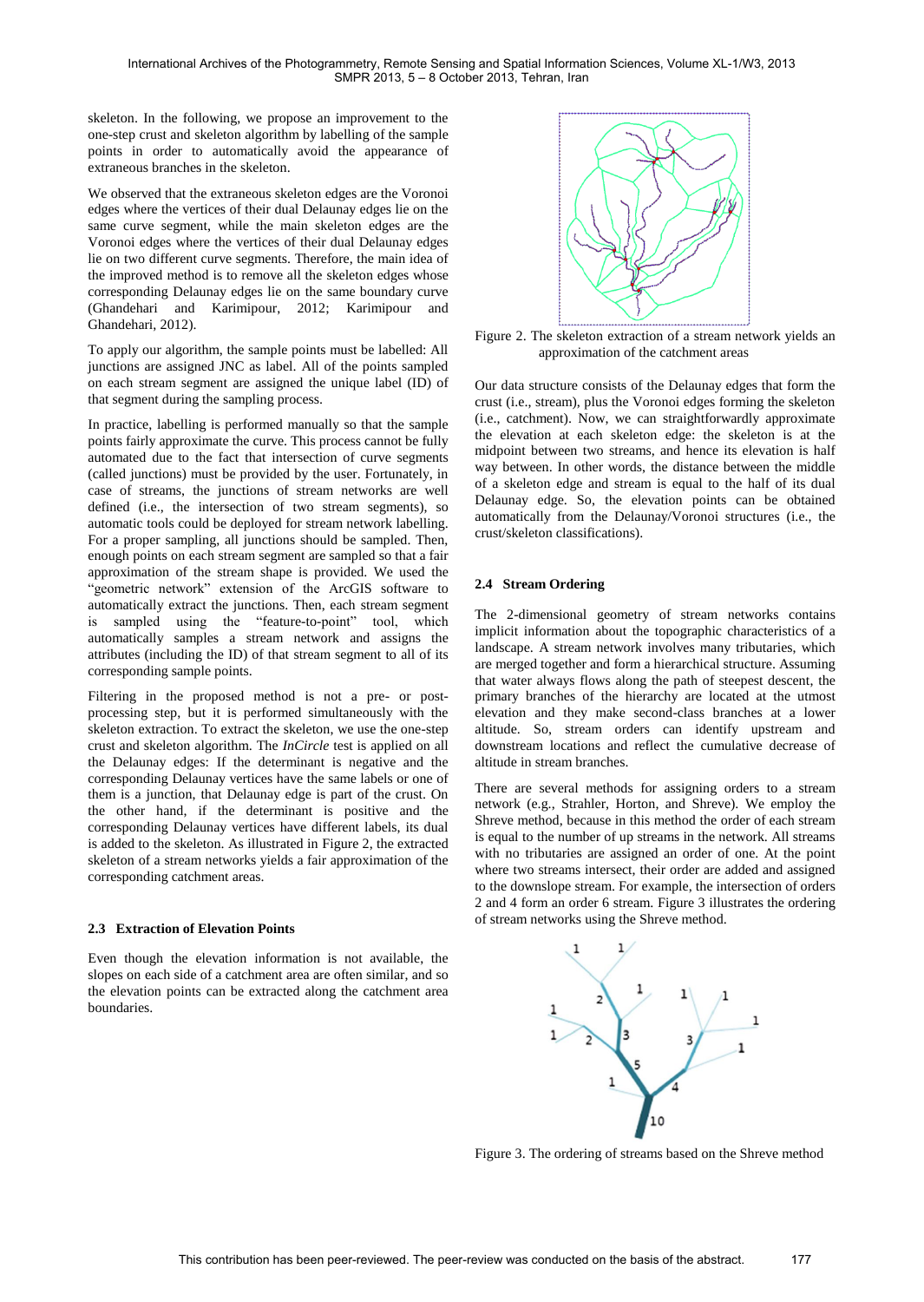skeleton. In the following, we propose an improvement to the one-step crust and skeleton algorithm by labelling of the sample points in order to automatically avoid the appearance of extraneous branches in the skeleton.

We observed that the extraneous skeleton edges are the Voronoi edges where the vertices of their dual Delaunay edges lie on the same curve segment, while the main skeleton edges are the Voronoi edges where the vertices of their dual Delaunay edges lie on two different curve segments. Therefore, the main idea of the improved method is to remove all the skeleton edges whose corresponding Delaunay edges lie on the same boundary curve (Ghandehari and Karimipour, 2012; Karimipour and Ghandehari, 2012).

To apply our algorithm, the sample points must be labelled: All junctions are assigned JNC as label. All of the points sampled on each stream segment are assigned the unique label (ID) of that segment during the sampling process.

In practice, labelling is performed manually so that the sample points fairly approximate the curve. This process cannot be fully automated due to the fact that intersection of curve segments (called junctions) must be provided by the user. Fortunately, in case of streams, the junctions of stream networks are well defined (i.e., the intersection of two stream segments), so automatic tools could be deployed for stream network labelling. For a proper sampling, all junctions should be sampled. Then, enough points on each stream segment are sampled so that a fair approximation of the stream shape is provided. We used the "geometric network" extension of the ArcGIS software to automatically extract the junctions. Then, each stream segment is sampled using the "feature-to-point" tool, which automatically samples a stream network and assigns the attributes (including the ID) of that stream segment to all of its corresponding sample points.

Filtering in the proposed method is not a pre- or post-processing step, but it is performed simultaneously with the skeleton extraction. To extract the skeleton, we use the one-step crust and skeleton algorithm. The *InCircle* test is applied on all the Delaunay edges: If the determinant is negative and the corresponding Delaunay vertices have the same labels or one of them is a junction, that Delaunay edge is part of the crust. On the other hand, if the determinant is positive and the corresponding Delaunay vertices have different labels, its dual is added to the skeleton. As illustrated in Figure 2, the extracted skeleton of a stream networks yields a fair approximation of the corresponding catchment areas.

### 2.3 Extraction of Elevation Points

Even though the elevation information is not available, the slopes on each side of a catchment area are often similar, and so the elevation points can be extracted along the catchment area boundaries.

Figure 2. The skeleton extraction of a stream network yields an approximation of the catchment areas

Our data structure consists of the Delaunay edges that form the crust (i.e., stream), plus the Voronoi edges forming the skeleton (i.e., catchment). Now, we can straightforwardly approximate the elevation at each skeleton edge: the skeleton is at the midpoint between two streams, and hence its elevation is half way between. In other words, the distance between the middle of a skeleton edge and stream is equal to the half of its dual Delaunay edge. So, the elevation points can be obtained automatically from the Delaunay/Voronoi structures (i.e., the crust/skeleton classifications).

### 2.4 Stream Ordering

The 2-dimensional geometry of stream networks contains implicit information about the topographic characteristics of a landscape. A stream network involves many tributaries, which are merged together and form a hierarchical structure. Assuming that water always flows along the path of steepest descent, the primary branches of the hierarchy are located at the utmost elevation and they make second-class branches at a lower altitude. So, stream orders can identify upstream and downstream locations and reflect the cumulative decrease of altitude in stream branches.

There are several methods for assigning orders to a stream network (e.g., Strahler, Horton, and Shreve). We employ the Shreve method, because in this method the order of each stream is equal to the number of up streams in the network. All streams with no tributaries are assigned an order of one. At the point where two streams intersect, their order are added and assigned to the downslope stream. For example, the intersection of orders 2 and 4 form an order 6 stream. Figure 3 illustrates the ordering of stream networks using the Shreve method.

Figure 3. The ordering of streams based on the Shreve method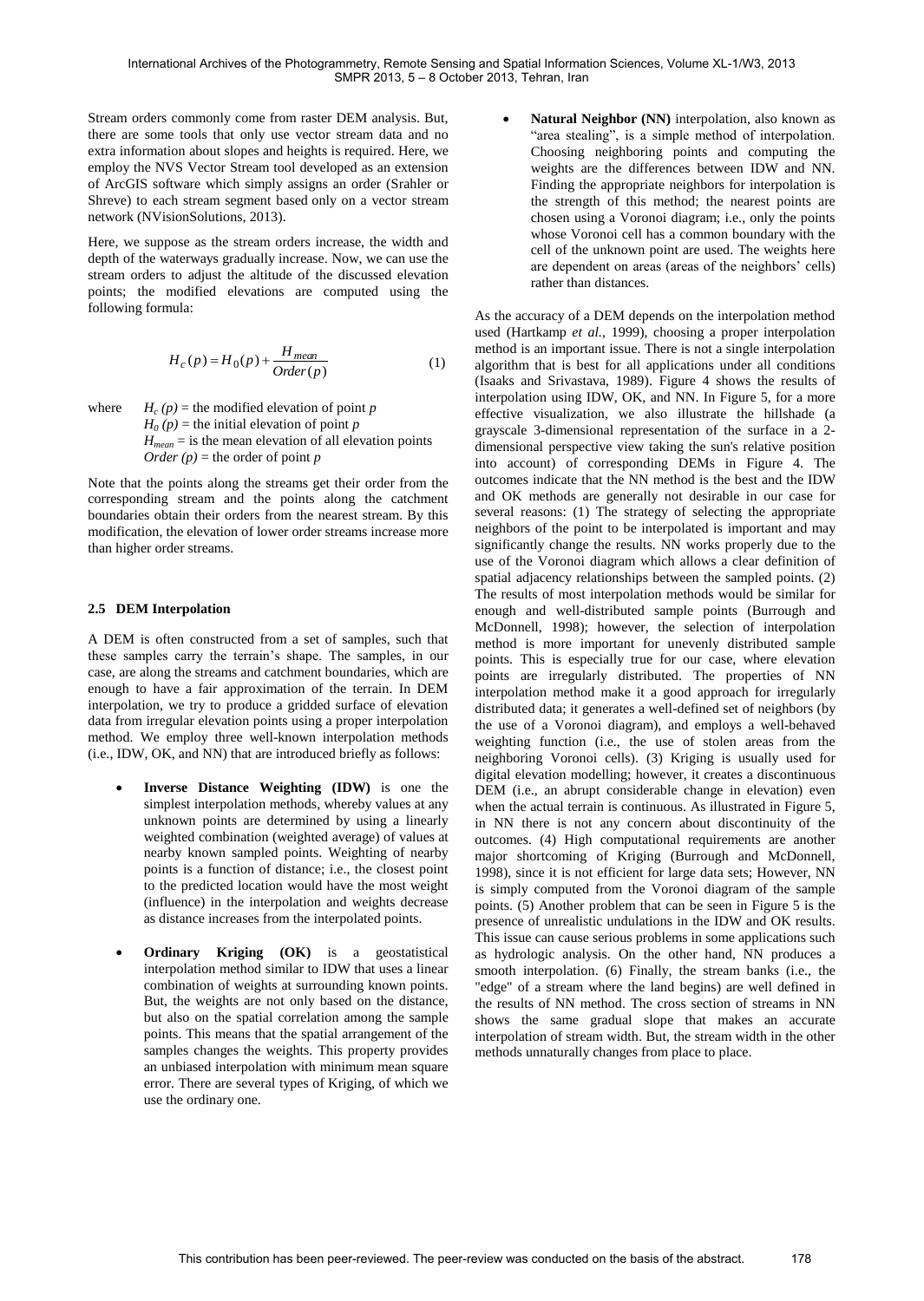Stream orders commonly come from raster DEM analysis. But, there are some tools that only use vector stream data and no extra information about slopes and heights is required. Here, we employ the NVS Vector Stream tool developed as an extension of ArcGIS software which simply assigns an order (Srahler or Shreve) to each stream segment based only on a vector stream network (NVisionSolutions, 2013).

Here, we suppose as the stream orders increase, the width and depth of the waterways gradually increase. Now, we can use the stream orders to adjust the altitude of the discussed elevation points; the modified elevations are computed using the following formula:

$$H_c(p) = H_0(p) + \frac{H_{mean}}{Order(p)} \tag{1}$$

where $H_c(p)$ = the modified elevation of point $p$
$H_0(p)$ = the initial elevation of point $p$
$H_{mean}$ = is the mean elevation of all elevation points
$Order(p)$ = the order of point $p$

Note that the points along the streams get their order from the corresponding stream and the points along the catchment boundaries obtain their orders from the nearest stream. By this modification, the elevation of lower order streams increase more than higher order streams.

### 2.5 DEM Interpolation

A DEM is often constructed from a set of samples, such that these samples carry the terrain's shape. The samples, in our case, are along the streams and catchment boundaries, which are enough to have a fair approximation of the terrain. In DEM interpolation, we try to produce a gridded surface of elevation data from irregular elevation points using a proper interpolation method. We employ three well-known interpolation methods (i.e., IDW, OK, and NN) that are introduced briefly as follows:

- **Inverse Distance Weighting (IDW)** is one the simplest interpolation methods, whereby values at any unknown points are determined by using a linearly weighted combination (weighted average) of values at nearby known sampled points. Weighting of nearby points is a function of distance; i.e., the closest point to the predicted location would have the most weight (influence) in the interpolation and weights decrease as distance increases from the interpolated points.

- **Ordinary Kriging (OK)** is a geostatistical interpolation method similar to IDW that uses a linear combination of weights at surrounding known points. But, the weights are not only based on the distance, but also on the spatial correlation among the sample points. This means that the spatial arrangement of the samples changes the weights. This property provides an unbiased interpolation with minimum mean square error. There are several types of Kriging, of which we use the ordinary one.

- **Natural Neighbor (NN)** interpolation, also known as "area stealing", is a simple method of interpolation. Choosing neighboring points and computing the weights are the differences between IDW and NN. Finding the appropriate neighbors for interpolation is the strength of this method; the nearest points are chosen using a Voronoi diagram; i.e., only the points whose Voronoi cell has a common boundary with the cell of the unknown point are used. The weights here are dependent on areas (areas of the neighbors' cells) rather than distances.

As the accuracy of a DEM depends on the interpolation method used (Hartkamp *et al.*, 1999), choosing a proper interpolation method is an important issue. There is not a single interpolation algorithm that is best for all applications under all conditions (Isaaks and Srivastava, 1989). Figure 4 shows the results of interpolation using IDW, OK, and NN. In Figure 5, for a more effective visualization, we also illustrate the hillshade (a grayscale 3-dimensional representation of the surface in a 2-dimensional perspective view taking the sun's relative position into account) of corresponding DEMs in Figure 4. The outcomes indicate that the NN method is the best and the IDW and OK methods are generally not desirable in our case for several reasons: (1) The strategy of selecting the appropriate neighbors of the point to be interpolated is important and may significantly change the results. NN works properly due to the use of the Voronoi diagram which allows a clear definition of spatial adjacency relationships between the sampled points. (2) The results of most interpolation methods would be similar for enough and well-distributed sample points (Burrough and McDonnell, 1998); however, the selection of interpolation method is more important for unevenly distributed sample points. This is especially true for our case, where elevation points are irregularly distributed. The properties of NN interpolation method make it a good approach for irregularly distributed data; it generates a well-defined set of neighbors (by the use of a Voronoi diagram), and employs a well-behaved weighting function (i.e., the use of stolen areas from the neighboring Voronoi cells). (3) Kriging is usually used for digital elevation modelling; however, it creates a discontinuous DEM (i.e., an abrupt considerable change in elevation) even when the actual terrain is continuous. As illustrated in Figure 5, in NN there is not any concern about discontinuity of the outcomes. (4) High computational requirements are another major shortcoming of Kriging (Burrough and McDonnell, 1998), since it is not efficient for large data sets; However, NN is simply computed from the Voronoi diagram of the sample points. (5) Another problem that can be seen in Figure 5 is the presence of unrealistic undulations in the IDW and OK results. This issue can cause serious problems in some applications such as hydrologic analysis. On the other hand, NN produces a smooth interpolation. (6) Finally, the stream banks (i.e., the "edge" of a stream where the land begins) are well defined in the results of NN method. The cross section of streams in NN shows the same gradual slope that makes an accurate interpolation of stream width. But, the stream width in the other methods unnaturally changes from place to place.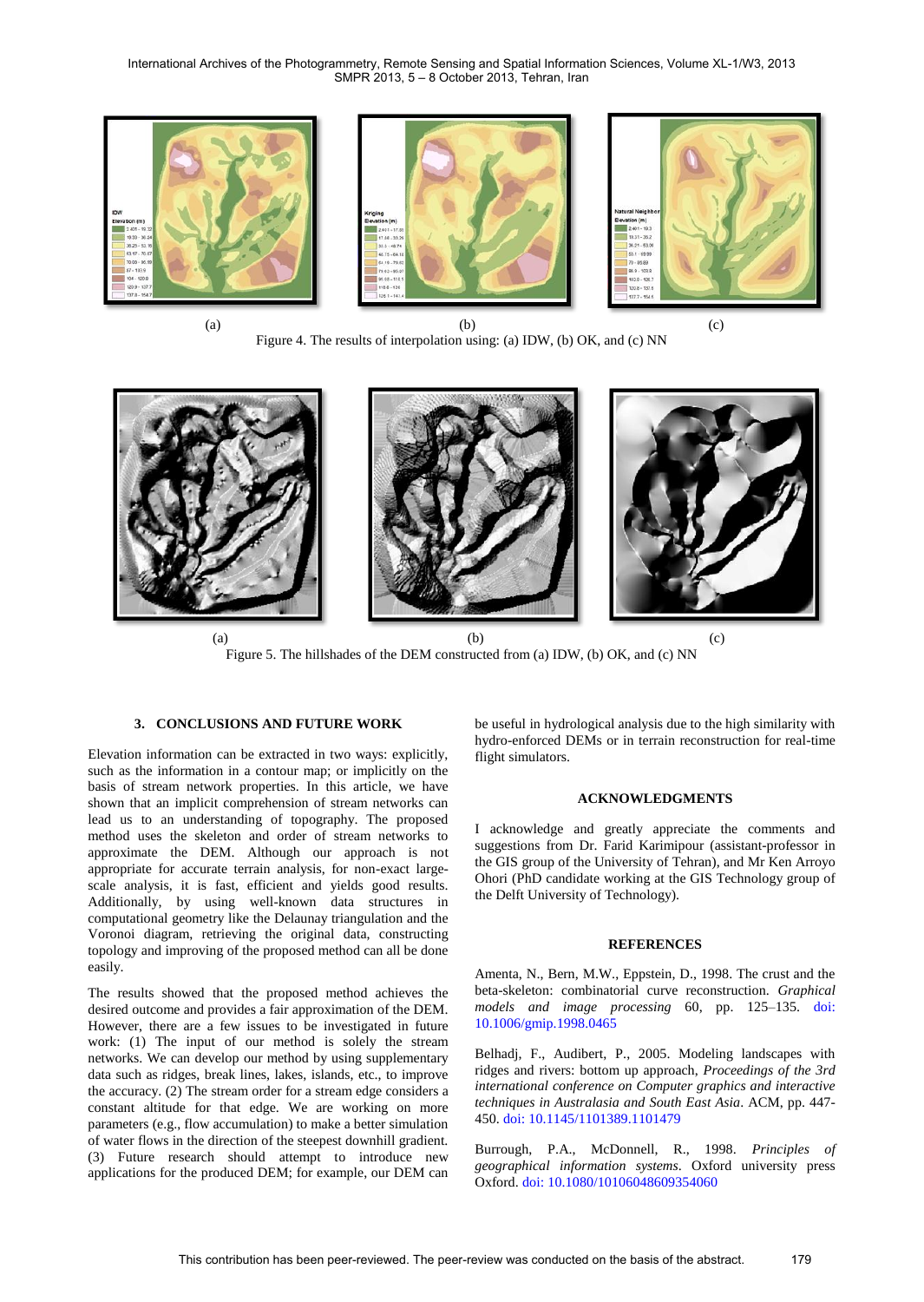(a) (b) (c)

Figure 4. The results of interpolation using: (a) IDW, (b) OK, and (c) NN

(a) (b) (c)

Figure 5. The hillshades of the DEM constructed from (a) IDW, (b) OK, and (c) NN

## 3. CONCLUSIONS AND FUTURE WORK

Elevation information can be extracted in two ways: explicitly, such as the information in a contour map; or implicitly on the basis of stream network properties. In this article, we have shown that an implicit comprehension of stream networks can lead us to an understanding of topography. The proposed method uses the skeleton and order of stream networks to approximate the DEM. Although our approach is not appropriate for accurate terrain analysis, for non-exact large-scale analysis, it is fast, efficient and yields good results. Additionally, by using well-known data structures in computational geometry like the Delaunay triangulation and the Voronoi diagram, retrieving the original data, constructing topology and improving of the proposed method can all be done easily.

The results showed that the proposed method achieves the desired outcome and provides a fair approximation of the DEM. However, there are a few issues to be investigated in future work: (1) The input of our method is solely the stream networks. We can develop our method by using supplementary data such as ridges, break lines, lakes, islands, etc., to improve the accuracy. (2) The stream order for a stream edge considers a constant altitude for that edge. We are working on more parameters (e.g., flow accumulation) to make a better simulation of water flows in the direction of the steepest downhill gradient. (3) Future research should attempt to introduce new applications for the produced DEM; for example, our DEM can be useful in hydrological analysis due to the high similarity with hydro-enforced DEMs or in terrain reconstruction for real-time flight simulators.

## ACKNOWLEDGMENTS

I acknowledge and greatly appreciate the comments and suggestions from Dr. Farid Karimipour (assistant-professor in the GIS group of the University of Tehran), and Mr Ken Arroyo Ohori (PhD candidate working at the GIS Technology group of the Delft University of Technology).

## REFERENCES

Amenta, N., Bern, M.W., Eppstein, D., 1998. The crust and the beta-skeleton: combinatorial curve reconstruction. *Graphical models and image processing* 60, pp. 125–135. doi: 10.1006/gmip.1998.0465

Belhadj, F., Audibert, P., 2005. Modeling landscapes with ridges and rivers: bottom up approach, *Proceedings of the 3rd international conference on Computer graphics and interactive techniques in Australasia and South East Asia*. ACM, pp. 447-450. doi: 10.1145/1101389.1101479

Burrough, P.A., McDonnell, R., 1998. *Principles of geographical information systems*. Oxford university press Oxford. doi: 10.1080/10106048609354060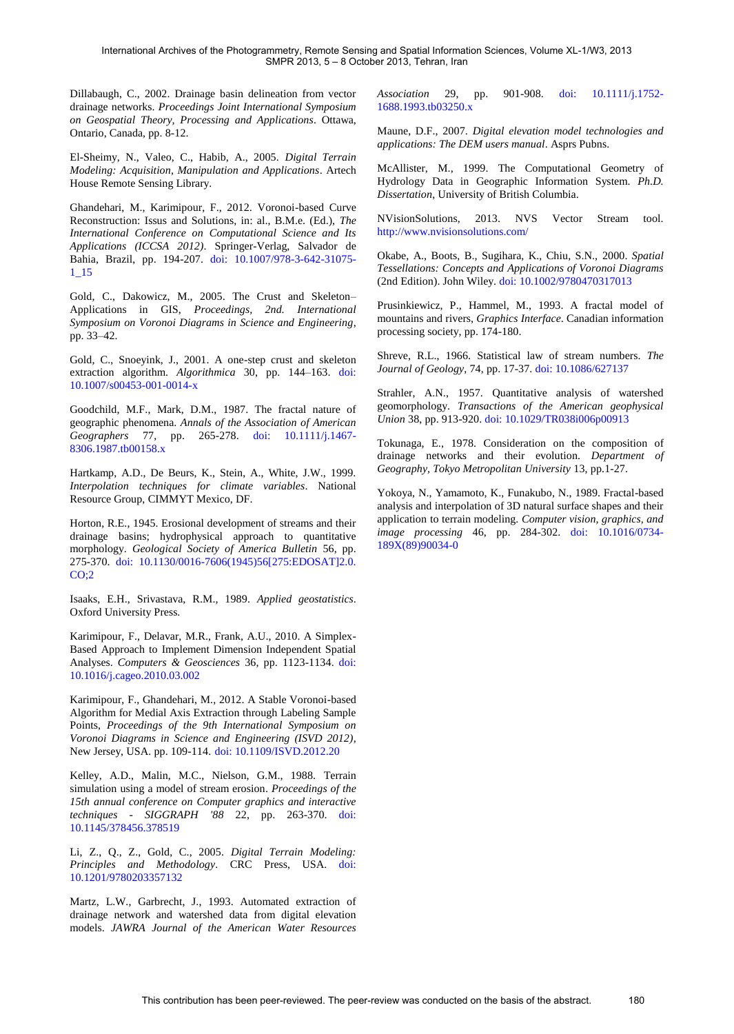Dillabaugh, C., 2002. Drainage basin delineation from vector drainage networks. *Proceedings Joint International Symposium on Geospatial Theory, Processing and Applications*. Ottawa, Ontario, Canada, pp. 8-12.

El-Sheimy, N., Valeo, C., Habib, A., 2005. *Digital Terrain Modeling: Acquisition, Manipulation and Applications*. Artech House Remote Sensing Library.

Ghandehari, M., Karimipour, F., 2012. Voronoi-based Curve Reconstruction: Issus and Solutions, in: al., B.M.e. (Ed.), *The International Conference on Computational Science and Its Applications (ICCSA 2012)*. Springer-Verlag, Salvador de Bahia, Brazil, pp. 194-207. doi: 10.1007/978-3-642-31075-1_15

Gold, C., Dakowicz, M., 2005. The Crust and Skeleton–Applications in GIS, *Proceedings, 2nd. International Symposium on Voronoi Diagrams in Science and Engineering*, pp. 33–42.

Gold, C., Snoeyink, J., 2001. A one-step crust and skeleton extraction algorithm. *Algorithmica* 30, pp. 144–163. doi: 10.1007/s00453-001-0014-x

Goodchild, M.F., Mark, D.M., 1987. The fractal nature of geographic phenomena. *Annals of the Association of American Geographers* 77, pp. 265-278. doi: 10.1111/j.1467-8306.1987.tb00158.x

Hartkamp, A.D., De Beurs, K., Stein, A., White, J.W., 1999. *Interpolation techniques for climate variables*. National Resource Group, CIMMYT Mexico, DF.

Horton, R.E., 1945. Erosional development of streams and their drainage basins; hydrophysical approach to quantitative morphology. *Geological Society of America Bulletin* 56, pp. 275-370. doi: 10.1130/0016-7606(1945)56[275:EDOSAT]2.0.CO;2

Isaaks, E.H., Srivastava, R.M., 1989. *Applied geostatistics*. Oxford University Press.

Karimipour, F., Delavar, M.R., Frank, A.U., 2010. A Simplex-Based Approach to Implement Dimension Independent Spatial Analyses. *Computers & Geosciences* 36, pp. 1123-1134. doi: 10.1016/j.cageo.2010.03.002

Karimipour, F., Ghandehari, M., 2012. A Stable Voronoi-based Algorithm for Medial Axis Extraction through Labeling Sample Points, *Proceedings of the 9th International Symposium on Voronoi Diagrams in Science and Engineering (ISVD 2012)*, New Jersey, USA. pp. 109-114. doi: 10.1109/ISVD.2012.20

Kelley, A.D., Malin, M.C., Nielson, G.M., 1988. Terrain simulation using a model of stream erosion. *Proceedings of the 15th annual conference on Computer graphics and interactive techniques - SIGGRAPH '88* 22, pp. 263-370. doi: 10.1145/378456.378519

Li, Z., Q., Z., Gold, C., 2005. *Digital Terrain Modeling: Principles and Methodology*. CRC Press, USA. doi: 10.1201/9780203357132

Martz, L.W., Garbrecht, J., 1993. Automated extraction of drainage network and watershed data from digital elevation models. *JAWRA Journal of the American Water Resources Association* 29, pp. 901-908. doi: 10.1111/j.1752-1688.1993.tb03250.x

Maune, D.F., 2007. *Digital elevation model technologies and applications: The DEM users manual*. Asprs Pubns.

McAllister, M., 1999. The Computational Geometry of Hydrology Data in Geographic Information System. *Ph.D. Dissertation*, University of British Columbia.

NVisionSolutions, 2013. NVS Vector Stream tool. http://www.nvisionsolutions.com/

Okabe, A., Boots, B., Sugihara, K., Chiu, S.N., 2000. *Spatial Tessellations: Concepts and Applications of Voronoi Diagrams* (2nd Edition). John Wiley. doi: 10.1002/9780470317013

Prusinkiewicz, P., Hammel, M., 1993. A fractal model of mountains and rivers, *Graphics Interface*. Canadian information processing society, pp. 174-180.

Shreve, R.L., 1966. Statistical law of stream numbers. *The Journal of Geology*, 74, pp. 17-37. doi: 10.1086/627137

Strahler, A.N., 1957. Quantitative analysis of watershed geomorphology. *Transactions of the American geophysical Union* 38, pp. 913-920. doi: 10.1029/TR038i006p00913

Tokunaga, E., 1978. Consideration on the composition of drainage networks and their evolution. *Department of Geography, Tokyo Metropolitan University* 13, pp.1-27.

Yokoya, N., Yamamoto, K., Funakubo, N., 1989. Fractal-based analysis and interpolation of 3D natural surface shapes and their application to terrain modeling. *Computer vision, graphics, and image processing* 46, pp. 284-302. doi: 10.1016/0734-189X(89)90034-0